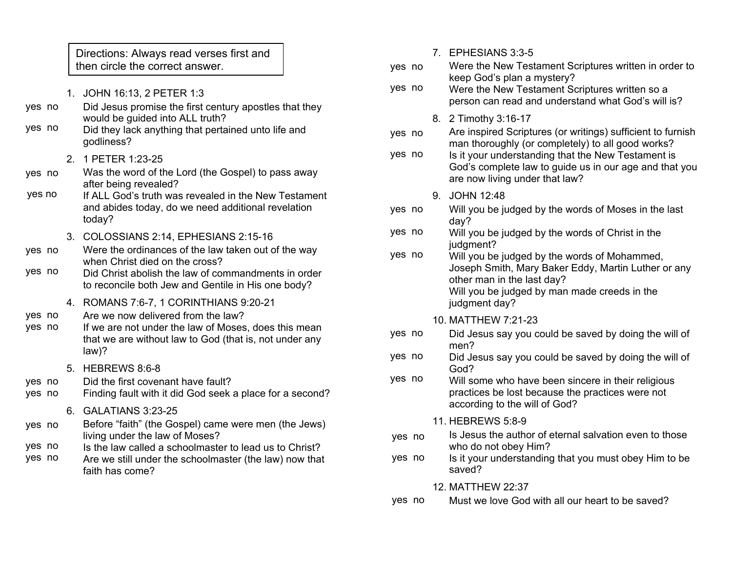Directions: Always read verses first and then circle the correct answer.

1. JOHN 16:13, 2 PETER 1:3

yes no — Did Jesus promise the first century apostles that they would be guided into ALL truth?

yes no — Did they lack anything that pertained unto life and godliness?

2. 1 PETER 1:23-25

yes no — Was the word of the Lord (the Gospel) to pass away after being revealed?

yes no — If ALL God's truth was revealed in the New Testament and abides today, do we need additional revelation today?

3. COLOSSIANS 2:14, EPHESIANS 2:15-16

yes no — Were the ordinances of the law taken out of the way when Christ died on the cross?

yes no — Did Christ abolish the law of commandments in order to reconcile both Jew and Gentile in His one body?

4. ROMANS 7:6-7, 1 CORINTHIANS 9:20-21

yes no — Are we now delivered from the law?

yes no — If we are not under the law of Moses, does this mean that we are without law to God (that is, not under any law)?

5. HEBREWS 8:6-8

yes no — Did the first covenant have fault?

yes no — Finding fault with it did God seek a place for a second?

6. GALATIANS 3:23-25

yes no — Before "faith" (the Gospel) came were men (the Jews) living under the law of Moses?

yes no — Is the law called a schoolmaster to lead us to Christ?

yes no — Are we still under the schoolmaster (the law) now that faith has come?

7. EPHESIANS 3:3-5

yes no — Were the New Testament Scriptures written in order to keep God's plan a mystery?

yes no — Were the New Testament Scriptures written so a person can read and understand what God's will is?

8. 2 Timothy 3:16-17

yes no — Are inspired Scriptures (or writings) sufficient to furnish man thoroughly (or completely) to all good works?

yes no — Is it your understanding that the New Testament is God's complete law to guide us in our age and that you are now living under that law?

9. JOHN 12:48

yes no — Will you be judged by the words of Moses in the last day?

yes no — Will you be judged by the words of Christ in the judgment?

yes no — Will you be judged by the words of Mohammed, Joseph Smith, Mary Baker Eddy, Martin Luther or any other man in the last day?

Will you be judged by man made creeds in the judgment day?

10. MATTHEW 7:21-23

yes no — Did Jesus say you could be saved by doing the will of men?

yes no — Did Jesus say you could be saved by doing the will of God?

yes no — Will some who have been sincere in their religious practices be lost because the practices were not according to the will of God?

11. HEBREWS 5:8-9

yes no — Is Jesus the author of eternal salvation even to those who do not obey Him?

yes no — Is it your understanding that you must obey Him to be saved?

12. MATTHEW 22:37

yes no — Must we love God with all our heart to be saved?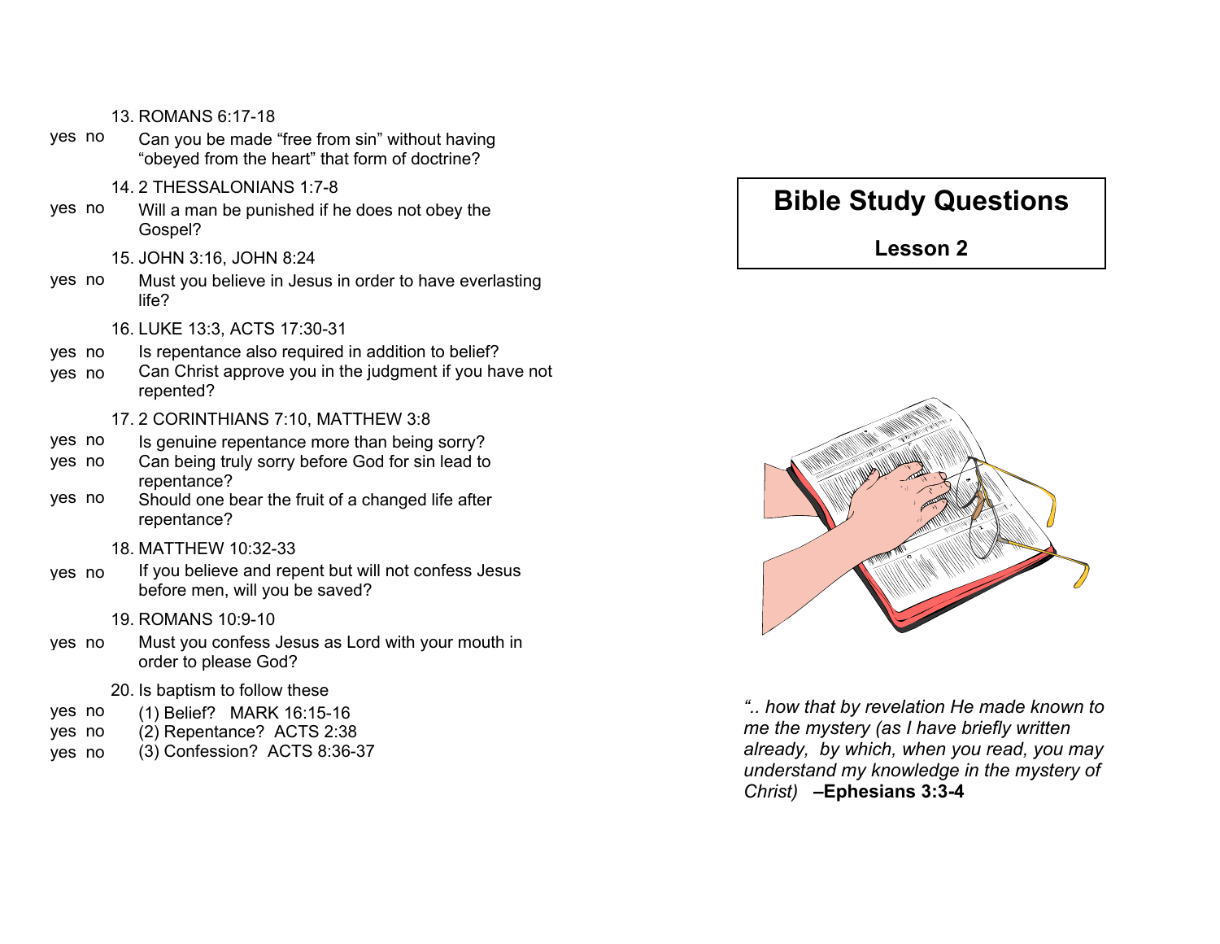13. ROMANS 6:17-18

yes no Can you be made "free from sin" without having "obeyed from the heart" that form of doctrine?

14. 2 THESSALONIANS 1:7-8

yes no Will a man be punished if he does not obey the Gospel?

15. JOHN 3:16, JOHN 8:24

yes no Must you believe in Jesus in order to have everlasting life?

16. LUKE 13:3, ACTS 17:30-31

yes no Is repentance also required in addition to belief?

yes no Can Christ approve you in the judgment if you have not repented?

17. 2 CORINTHIANS 7:10, MATTHEW 3:8

yes no Is genuine repentance more than being sorry?

yes no Can being truly sorry before God for sin lead to repentance?

yes no Should one bear the fruit of a changed life after repentance?

18. MATTHEW 10:32-33

yes no If you believe and repent but will not confess Jesus before men, will you be saved?

19. ROMANS 10:9-10

yes no Must you confess Jesus as Lord with your mouth in order to please God?

20. Is baptism to follow these

yes no (1) Belief? MARK 16:15-16

yes no (2) Repentance? ACTS 2:38

yes no (3) Confession? ACTS 8:36-37

# Bible Study Questions

## Lesson 2

*".. how that by revelation He made known to me the mystery (as I have briefly written already, by which, when you read, you may understand my knowledge in the mystery of Christ)* **–Ephesians 3:3-4**